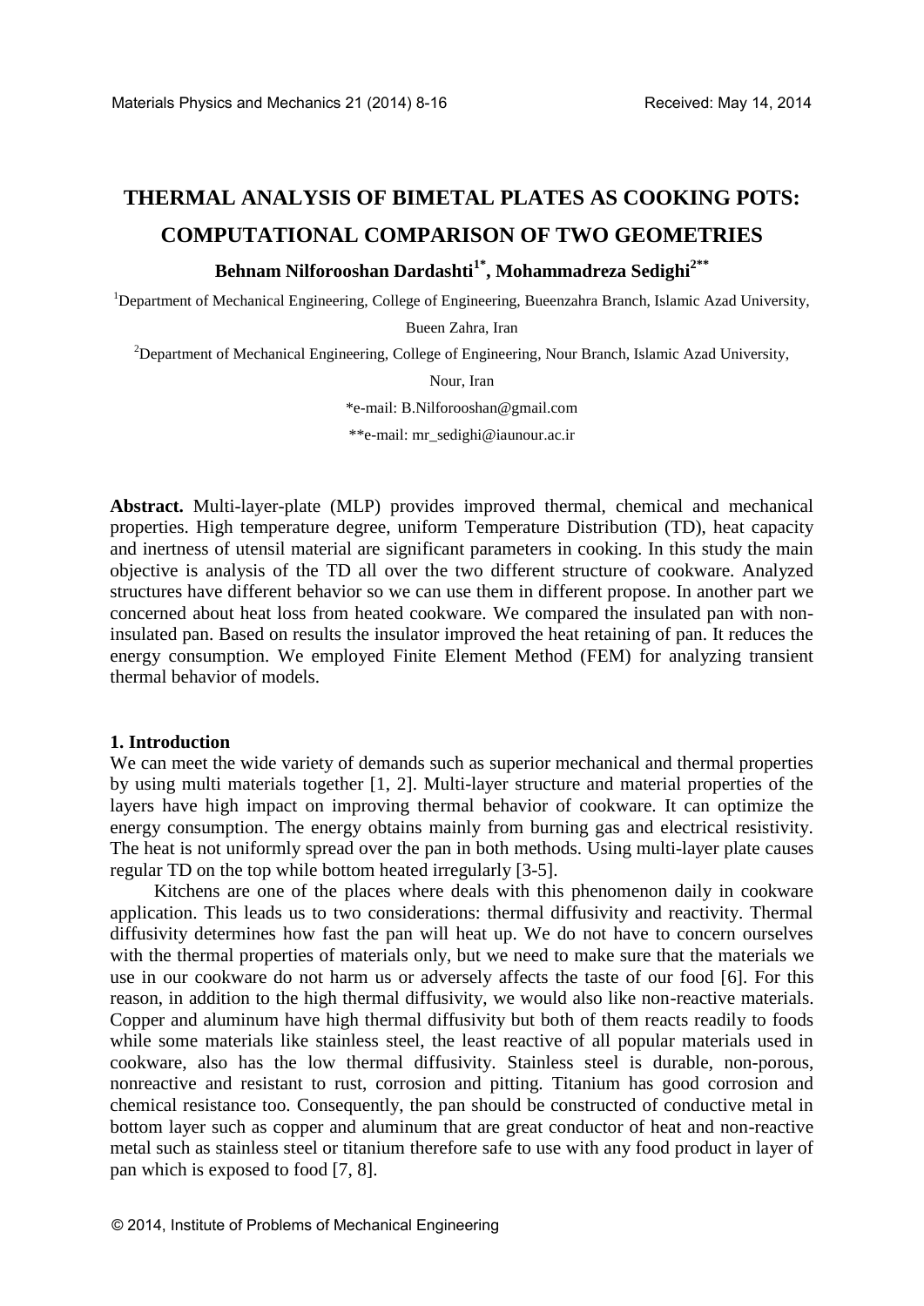# THERMAL ANALYSIS OF BIMETAL PLATES AS COOKING POTS: COMPUTATIONAL COMPARISON OF TWO GEOMETRIES

**Behnam Nilforooshan Dardashti[1*], Mohammadreza Sedighi[2**]**

[1]Department of Mechanical Engineering, College of Engineering, Bueenzahra Branch, Islamic Azad University, Bueen Zahra, Iran

[2]Department of Mechanical Engineering, College of Engineering, Nour Branch, Islamic Azad University, Nour, Iran

*e-mail: B.Nilforooshan@gmail.com

**e-mail: mr_sedighi@iaunour.ac.ir

**Abstract.** Multi-layer-plate (MLP) provides improved thermal, chemical and mechanical properties. High temperature degree, uniform Temperature Distribution (TD), heat capacity and inertness of utensil material are significant parameters in cooking. In this study the main objective is analysis of the TD all over the two different structure of cookware. Analyzed structures have different behavior so we can use them in different propose. In another part we concerned about heat loss from heated cookware. We compared the insulated pan with non-insulated pan. Based on results the insulator improved the heat retaining of pan. It reduces the energy consumption. We employed Finite Element Method (FEM) for analyzing transient thermal behavior of models.

## 1. Introduction

We can meet the wide variety of demands such as superior mechanical and thermal properties by using multi materials together [1, 2]. Multi-layer structure and material properties of the layers have high impact on improving thermal behavior of cookware. It can optimize the energy consumption. The energy obtains mainly from burning gas and electrical resistivity. The heat is not uniformly spread over the pan in both methods. Using multi-layer plate causes regular TD on the top while bottom heated irregularly [3-5].

Kitchens are one of the places where deals with this phenomenon daily in cookware application. This leads us to two considerations: thermal diffusivity and reactivity. Thermal diffusivity determines how fast the pan will heat up. We do not have to concern ourselves with the thermal properties of materials only, but we need to make sure that the materials we use in our cookware do not harm us or adversely affects the taste of our food [6]. For this reason, in addition to the high thermal diffusivity, we would also like non-reactive materials. Copper and aluminum have high thermal diffusivity but both of them reacts readily to foods while some materials like stainless steel, the least reactive of all popular materials used in cookware, also has the low thermal diffusivity. Stainless steel is durable, non-porous, nonreactive and resistant to rust, corrosion and pitting. Titanium has good corrosion and chemical resistance too. Consequently, the pan should be constructed of conductive metal in bottom layer such as copper and aluminum that are great conductor of heat and non-reactive metal such as stainless steel or titanium therefore safe to use with any food product in layer of pan which is exposed to food [7, 8].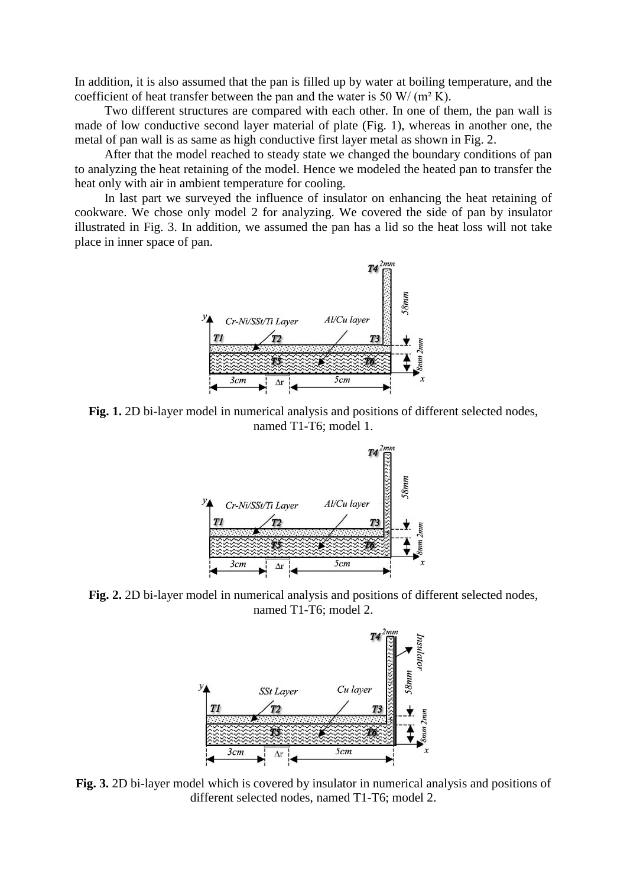In addition, it is also assumed that the pan is filled up by water at boiling temperature, and the coefficient of heat transfer between the pan and the water is 50 W/ ($m^2$ K).

Two different structures are compared with each other. In one of them, the pan wall is made of low conductive second layer material of plate (Fig. 1), whereas in another one, the metal of pan wall is as same as high conductive first layer metal as shown in Fig. 2.

After that the model reached to steady state we changed the boundary conditions of pan to analyzing the heat retaining of the model. Hence we modeled the heated pan to transfer the heat only with air in ambient temperature for cooling.

In last part we surveyed the influence of insulator on enhancing the heat retaining of cookware. We chose only model 2 for analyzing. We covered the side of pan by insulator illustrated in Fig. 3. In addition, we assumed the pan has a lid so the heat loss will not take place in inner space of pan.

**Fig. 1.** 2D bi-layer model in numerical analysis and positions of different selected nodes, named T1-T6; model 1.

**Fig. 2.** 2D bi-layer model in numerical analysis and positions of different selected nodes, named T1-T6; model 2.

**Fig. 3.** 2D bi-layer model which is covered by insulator in numerical analysis and positions of different selected nodes, named T1-T6; model 2.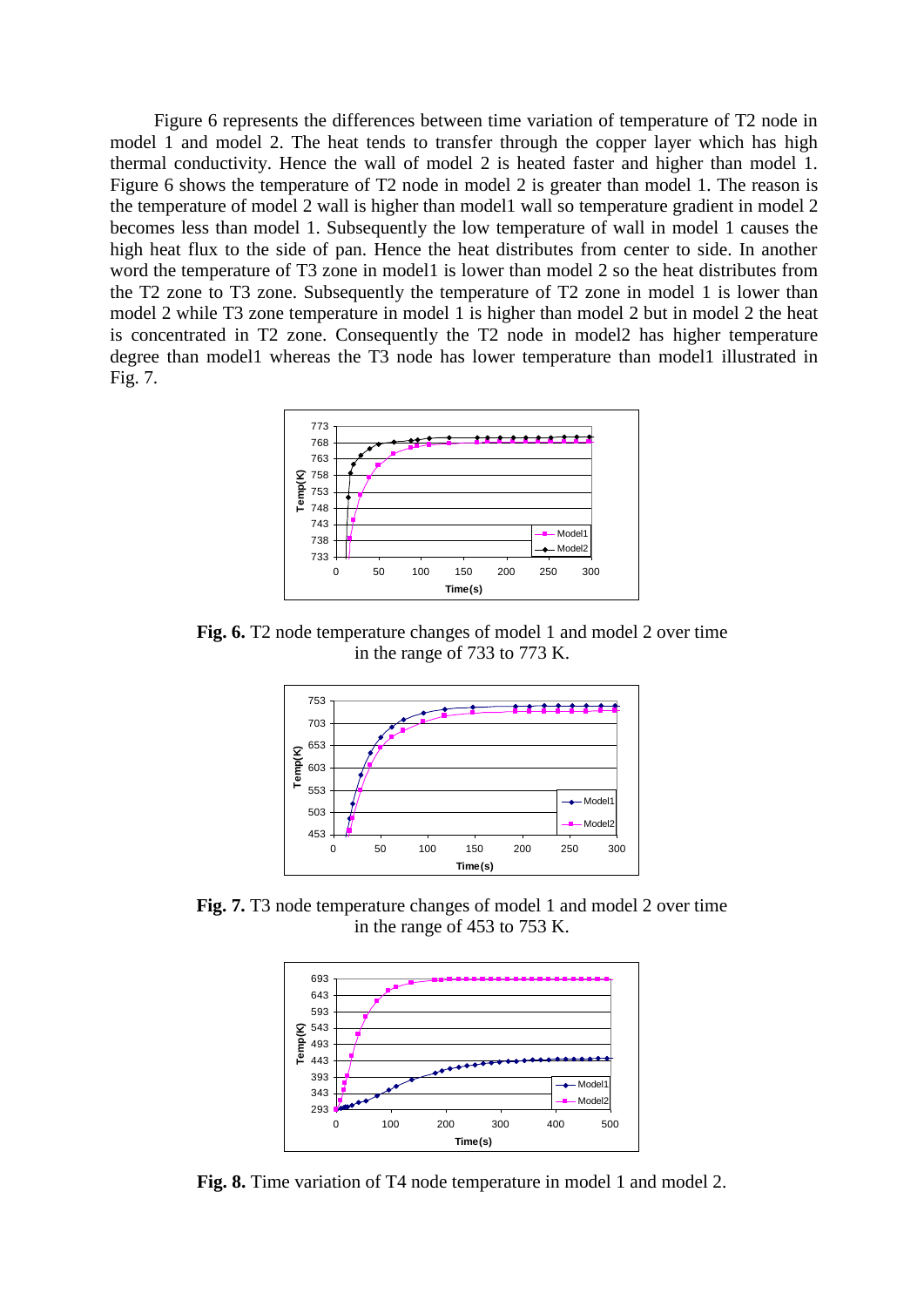Figure 6 represents the differences between time variation of temperature of T2 node in model 1 and model 2. The heat tends to transfer through the copper layer which has high thermal conductivity. Hence the wall of model 2 is heated faster and higher than model 1. Figure 6 shows the temperature of T2 node in model 2 is greater than model 1. The reason is the temperature of model 2 wall is higher than model1 wall so temperature gradient in model 2 becomes less than model 1. Subsequently the low temperature of wall in model 1 causes the high heat flux to the side of pan. Hence the heat distributes from center to side. In another word the temperature of T3 zone in model1 is lower than model 2 so the heat distributes from the T2 zone to T3 zone. Subsequently the temperature of T2 zone in model 1 is lower than model 2 while T3 zone temperature in model 1 is higher than model 2 but in model 2 the heat is concentrated in T2 zone. Consequently the T2 node in model2 has higher temperature degree than model1 whereas the T3 node has lower temperature than model1 illustrated in Fig. 7.

**Fig. 6.** T2 node temperature changes of model 1 and model 2 over time in the range of 733 to 773 K.

**Fig. 7.** T3 node temperature changes of model 1 and model 2 over time in the range of 453 to 753 K.

**Fig. 8.** Time variation of T4 node temperature in model 1 and model 2.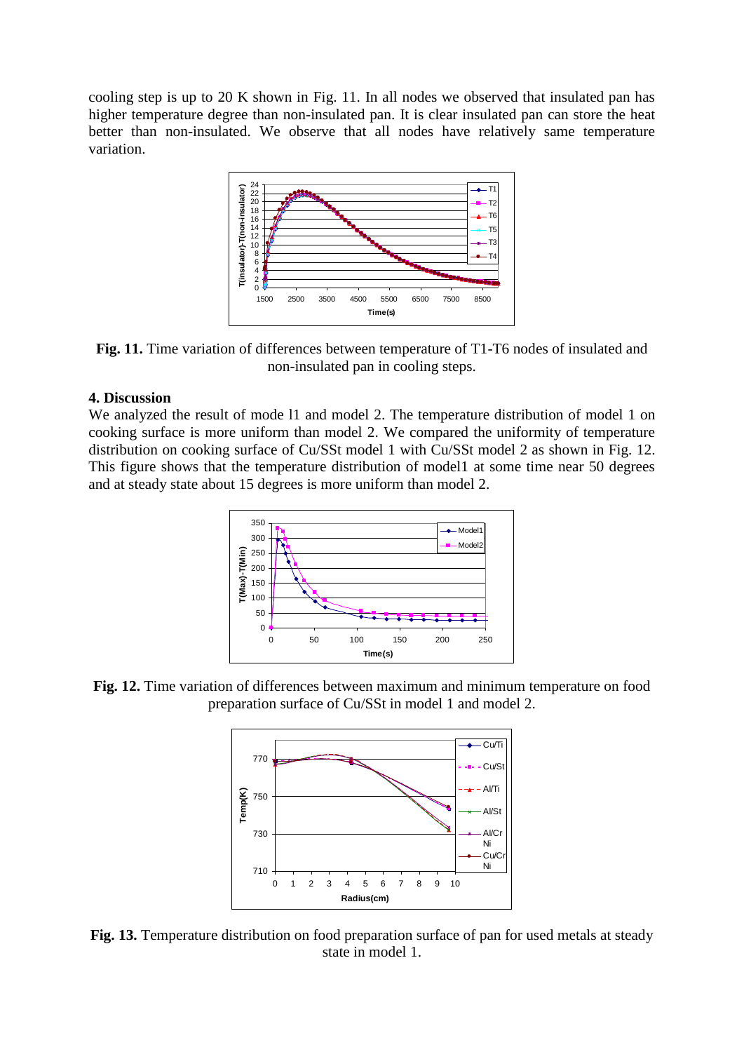cooling step is up to 20 K shown in Fig. 11. In all nodes we observed that insulated pan has higher temperature degree than non-insulated pan. It is clear insulated pan can store the heat better than non-insulated. We observe that all nodes have relatively same temperature variation.

**Fig. 11.** Time variation of differences between temperature of T1-T6 nodes of insulated and non-insulated pan in cooling steps.

## 4. Discussion

We analyzed the result of mode l1 and model 2. The temperature distribution of model 1 on cooking surface is more uniform than model 2. We compared the uniformity of temperature distribution on cooking surface of Cu/SSt model 1 with Cu/SSt model 2 as shown in Fig. 12. This figure shows that the temperature distribution of model1 at some time near 50 degrees and at steady state about 15 degrees is more uniform than model 2.

**Fig. 12.** Time variation of differences between maximum and minimum temperature on food preparation surface of Cu/SSt in model 1 and model 2.

**Fig. 13.** Temperature distribution on food preparation surface of pan for used metals at steady state in model 1.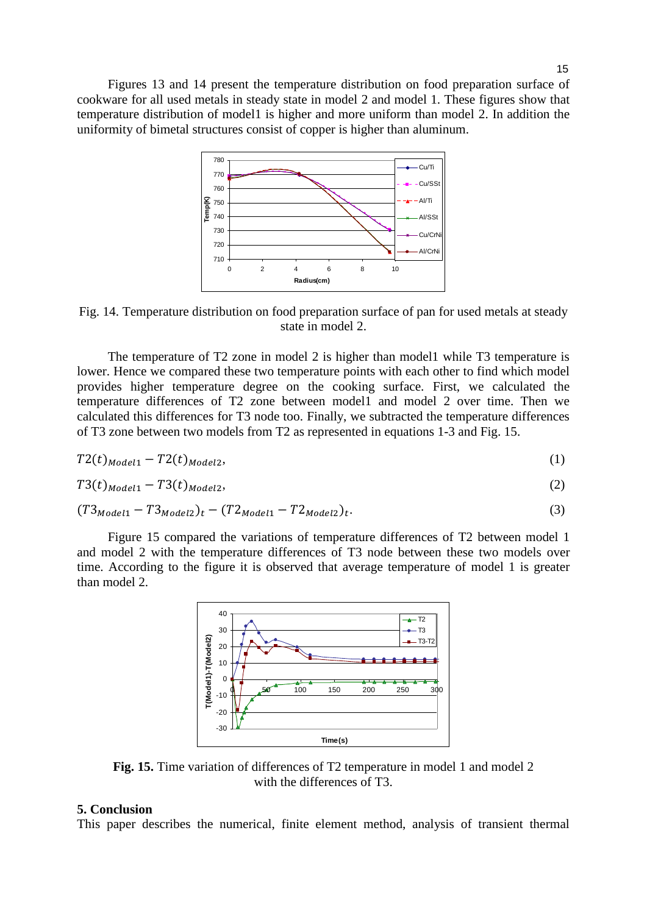Figures 13 and 14 present the temperature distribution on food preparation surface of cookware for all used metals in steady state in model 2 and model 1. These figures show that temperature distribution of model1 is higher and more uniform than model 2. In addition the uniformity of bimetal structures consist of copper is higher than aluminum.

Fig. 14. Temperature distribution on food preparation surface of pan for used metals at steady state in model 2.

The temperature of T2 zone in model 2 is higher than model1 while T3 temperature is lower. Hence we compared these two temperature points with each other to find which model provides higher temperature degree on the cooking surface. First, we calculated the temperature differences of T2 zone between model1 and model 2 over time. Then we calculated this differences for T3 node too. Finally, we subtracted the temperature differences of T3 zone between two models from T2 as represented in equations 1-3 and Fig. 15.

$$T2(t)_{Model1} - T2(t)_{Model2}, \tag{1}$$

$$T3(t)_{Model1} - T3(t)_{Model2}, \tag{2}$$

$$(T3_{Model1} - T3_{Model2})_t - (T2_{Model1} - T2_{Model2})_t. \tag{3}$$

Figure 15 compared the variations of temperature differences of T2 between model 1 and model 2 with the temperature differences of T3 node between these two models over time. According to the figure it is observed that average temperature of model 1 is greater than model 2.

**Fig. 15.** Time variation of differences of T2 temperature in model 1 and model 2 with the differences of T3.

## 5. Conclusion

This paper describes the numerical, finite element method, analysis of transient thermal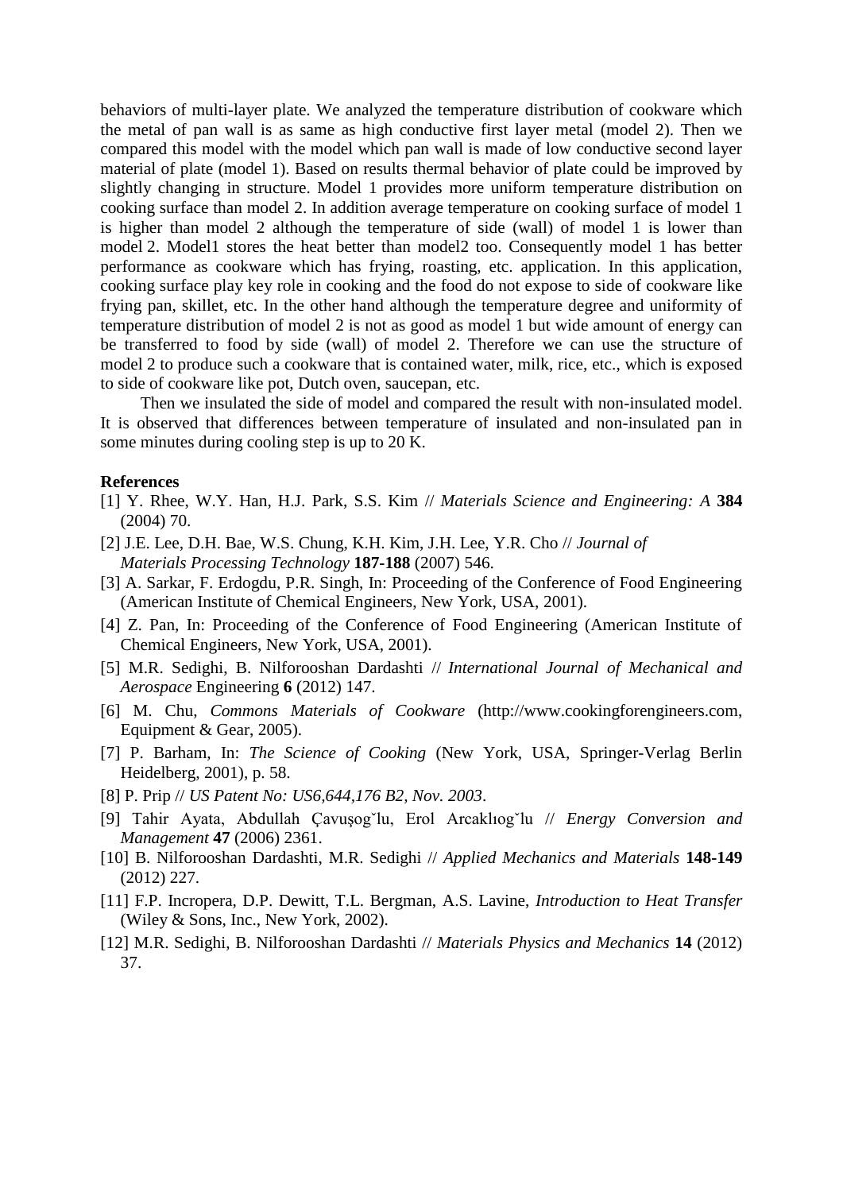behaviors of multi-layer plate. We analyzed the temperature distribution of cookware which the metal of pan wall is as same as high conductive first layer metal (model 2). Then we compared this model with the model which pan wall is made of low conductive second layer material of plate (model 1). Based on results thermal behavior of plate could be improved by slightly changing in structure. Model 1 provides more uniform temperature distribution on cooking surface than model 2. In addition average temperature on cooking surface of model 1 is higher than model 2 although the temperature of side (wall) of model 1 is lower than model 2. Model1 stores the heat better than model2 too. Consequently model 1 has better performance as cookware which has frying, roasting, etc. application. In this application, cooking surface play key role in cooking and the food do not expose to side of cookware like frying pan, skillet, etc. In the other hand although the temperature degree and uniformity of temperature distribution of model 2 is not as good as model 1 but wide amount of energy can be transferred to food by side (wall) of model 2. Therefore we can use the structure of model 2 to produce such a cookware that is contained water, milk, rice, etc., which is exposed to side of cookware like pot, Dutch oven, saucepan, etc.

Then we insulated the side of model and compared the result with non-insulated model. It is observed that differences between temperature of insulated and non-insulated pan in some minutes during cooling step is up to 20 K.

**References**

[1] Y. Rhee, W.Y. Han, H.J. Park, S.S. Kim // *Materials Science and Engineering: A* **384** (2004) 70.

[2] J.E. Lee, D.H. Bae, W.S. Chung, K.H. Kim, J.H. Lee, Y.R. Cho // *Journal of Materials Processing Technology* **187-188** (2007) 546.

[3] A. Sarkar, F. Erdogdu, P.R. Singh, In: Proceeding of the Conference of Food Engineering (American Institute of Chemical Engineers, New York, USA, 2001).

[4] Z. Pan, In: Proceeding of the Conference of Food Engineering (American Institute of Chemical Engineers, New York, USA, 2001).

[5] M.R. Sedighi, B. Nilforooshan Dardashti // *International Journal of Mechanical and Aerospace* Engineering **6** (2012) 147.

[6] M. Chu, *Commons Materials of Cookware* (http://www.cookingforengineers.com, Equipment & Gear, 2005).

[7] P. Barham, In: *The Science of Cooking* (New York, USA, Springer-Verlag Berlin Heidelberg, 2001), p. 58.

[8] P. Prip // *US Patent No: US6,644,176 B2, Nov. 2003*.

[9] Tahir Ayata, Abdullah Çavuşogˇlu, Erol Arcaklıogˇlu // *Energy Conversion and Management* **47** (2006) 2361.

[10] B. Nilforooshan Dardashti, M.R. Sedighi // *Applied Mechanics and Materials* **148-149** (2012) 227.

[11] F.P. Incropera, D.P. Dewitt, T.L. Bergman, A.S. Lavine, *Introduction to Heat Transfer* (Wiley & Sons, Inc., New York, 2002).

[12] M.R. Sedighi, B. Nilforooshan Dardashti // *Materials Physics and Mechanics* **14** (2012) 37.